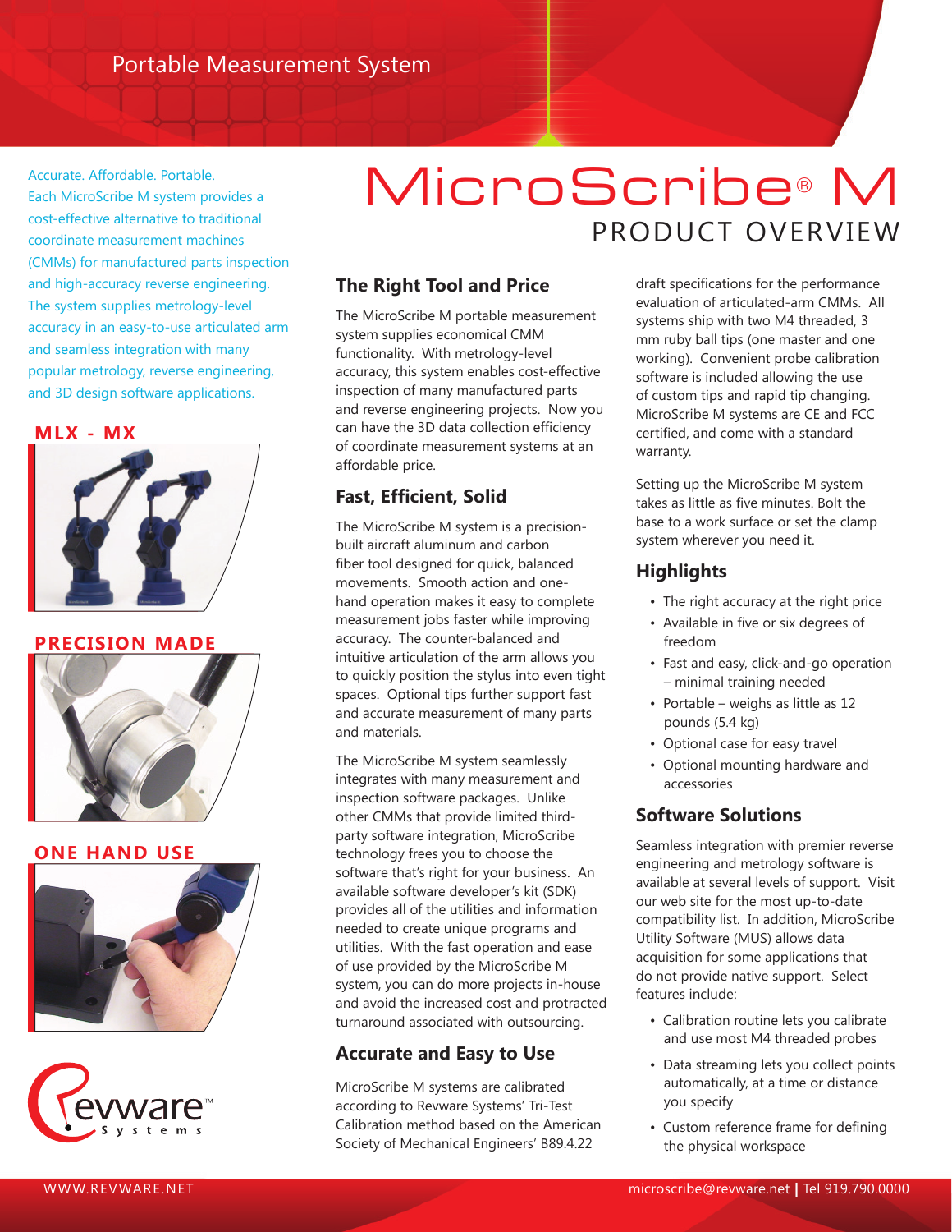Portable Measurement System

# MicroScribe® M

## PRODUCT OVERVIEW

Accurate. Affordable. Portable.
Each MicroScribe M system provides a cost-effective alternative to traditional coordinate measurement machines (CMMs) for manufactured parts inspection and high-accuracy reverse engineering. The system supplies metrology-level accuracy in an easy-to-use articulated arm and seamless integration with many popular metrology, reverse engineering, and 3D design software applications.

**MLX - MX**

**PRECISION MADE**

**ONE HAND USE**

### The Right Tool and Price

The MicroScribe M portable measurement system supplies economical CMM functionality. With metrology-level accuracy, this system enables cost-effective inspection of many manufactured parts and reverse engineering projects. Now you can have the 3D data collection efficiency of coordinate measurement systems at an affordable price.

### Fast, Efficient, Solid

The MicroScribe M system is a precision-built aircraft aluminum and carbon fiber tool designed for quick, balanced movements. Smooth action and one-hand operation makes it easy to complete measurement jobs faster while improving accuracy. The counter-balanced and intuitive articulation of the arm allows you to quickly position the stylus into even tight spaces. Optional tips further support fast and accurate measurement of many parts and materials.

The MicroScribe M system seamlessly integrates with many measurement and inspection software packages. Unlike other CMMs that provide limited third-party software integration, MicroScribe technology frees you to choose the software that's right for your business. An available software developer's kit (SDK) provides all of the utilities and information needed to create unique programs and utilities. With the fast operation and ease of use provided by the MicroScribe M system, you can do more projects in-house and avoid the increased cost and protracted turnaround associated with outsourcing.

### Accurate and Easy to Use

MicroScribe M systems are calibrated according to Revware Systems' Tri-Test Calibration method based on the American Society of Mechanical Engineers' B89.4.22 draft specifications for the performance evaluation of articulated-arm CMMs. All systems ship with two M4 threaded, 3 mm ruby ball tips (one master and one working). Convenient probe calibration software is included allowing the use of custom tips and rapid tip changing. MicroScribe M systems are CE and FCC certified, and come with a standard warranty.

Setting up the MicroScribe M system takes as little as five minutes. Bolt the base to a work surface or set the clamp system wherever you need it.

### Highlights

- The right accuracy at the right price
- Available in five or six degrees of freedom
- Fast and easy, click-and-go operation – minimal training needed
- Portable – weighs as little as 12 pounds (5.4 kg)
- Optional case for easy travel
- Optional mounting hardware and accessories

### Software Solutions

Seamless integration with premier reverse engineering and metrology software is available at several levels of support. Visit our web site for the most up-to-date compatibility list. In addition, MicroScribe Utility Software (MUS) allows data acquisition for some applications that do not provide native support. Select features include:

- Calibration routine lets you calibrate and use most M4 threaded probes
- Data streaming lets you collect points automatically, at a time or distance you specify
- Custom reference frame for defining the physical workspace

Revware™ Systems

WWW.REVWARE.NET

microscribe@revware.net | Tel 919.790.0000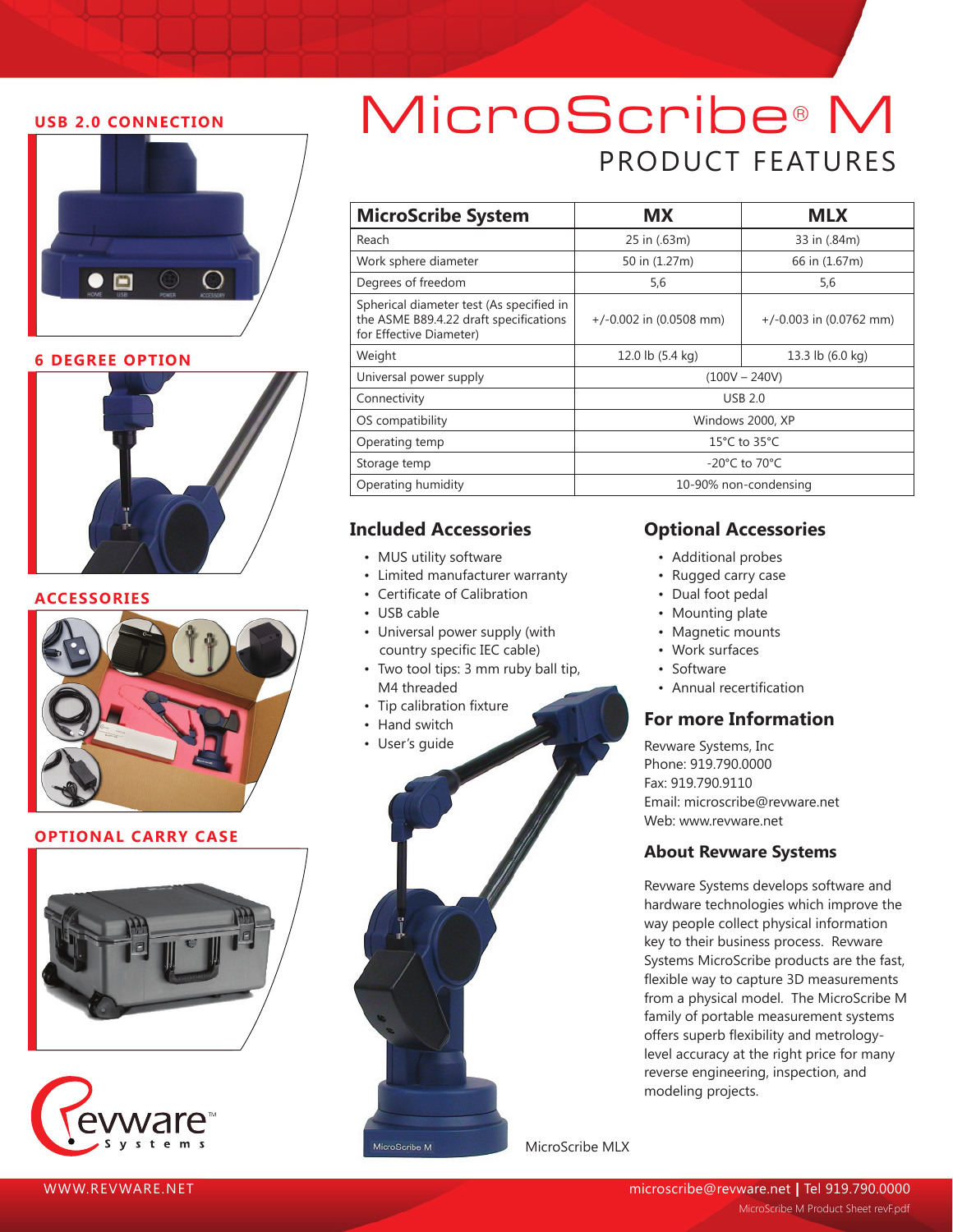# MicroScribe® M

## PRODUCT FEATURES

USB 2.0 CONNECTION

6 DEGREE OPTION

ACCESSORIES

OPTIONAL CARRY CASE

| MicroScribe System | MX | MLX |
|---|---|---|
| Reach | 25 in (.63m) | 33 in (.84m) |
| Work sphere diameter | 50 in (1.27m) | 66 in (1.67m) |
| Degrees of freedom | 5,6 | 5,6 |
| Spherical diameter test (As specified in the ASME B89.4.22 draft specifications for Effective Diameter) | +/-0.002 in (0.0508 mm) | +/-0.003 in (0.0762 mm) |
| Weight | 12.0 lb (5.4 kg) | 13.3 lb (6.0 kg) |
| Universal power supply | (100V – 240V) | |
| Connectivity | USB 2.0 | |
| OS compatibility | Windows 2000, XP | |
| Operating temp | 15°C to 35°C | |
| Storage temp | -20°C to 70°C | |
| Operating humidity | 10-90% non-condensing | |

### Included Accessories

- MUS utility software
- Limited manufacturer warranty
- Certificate of Calibration
- USB cable
- Universal power supply (with country specific IEC cable)
- Two tool tips: 3 mm ruby ball tip, M4 threaded
- Tip calibration fixture
- Hand switch
- User's guide

### Optional Accessories

- Additional probes
- Rugged carry case
- Dual foot pedal
- Mounting plate
- Magnetic mounts
- Work surfaces
- Software
- Annual recertification

### For more Information

Revware Systems, Inc
Phone: 919.790.0000
Fax: 919.790.9110
Email: microscribe@revware.net
Web: www.revware.net

### About Revware Systems

Revware Systems develops software and hardware technologies which improve the way people collect physical information key to their business process. Revware Systems MicroScribe products are the fast, flexible way to capture 3D measurements from a physical model. The MicroScribe M family of portable measurement systems offers superb flexibility and metrology-level accuracy at the right price for many reverse engineering, inspection, and modeling projects.

MicroScribe MLX

WWW.REVWARE.NET

microscribe@revware.net | Tel 919.790.0000